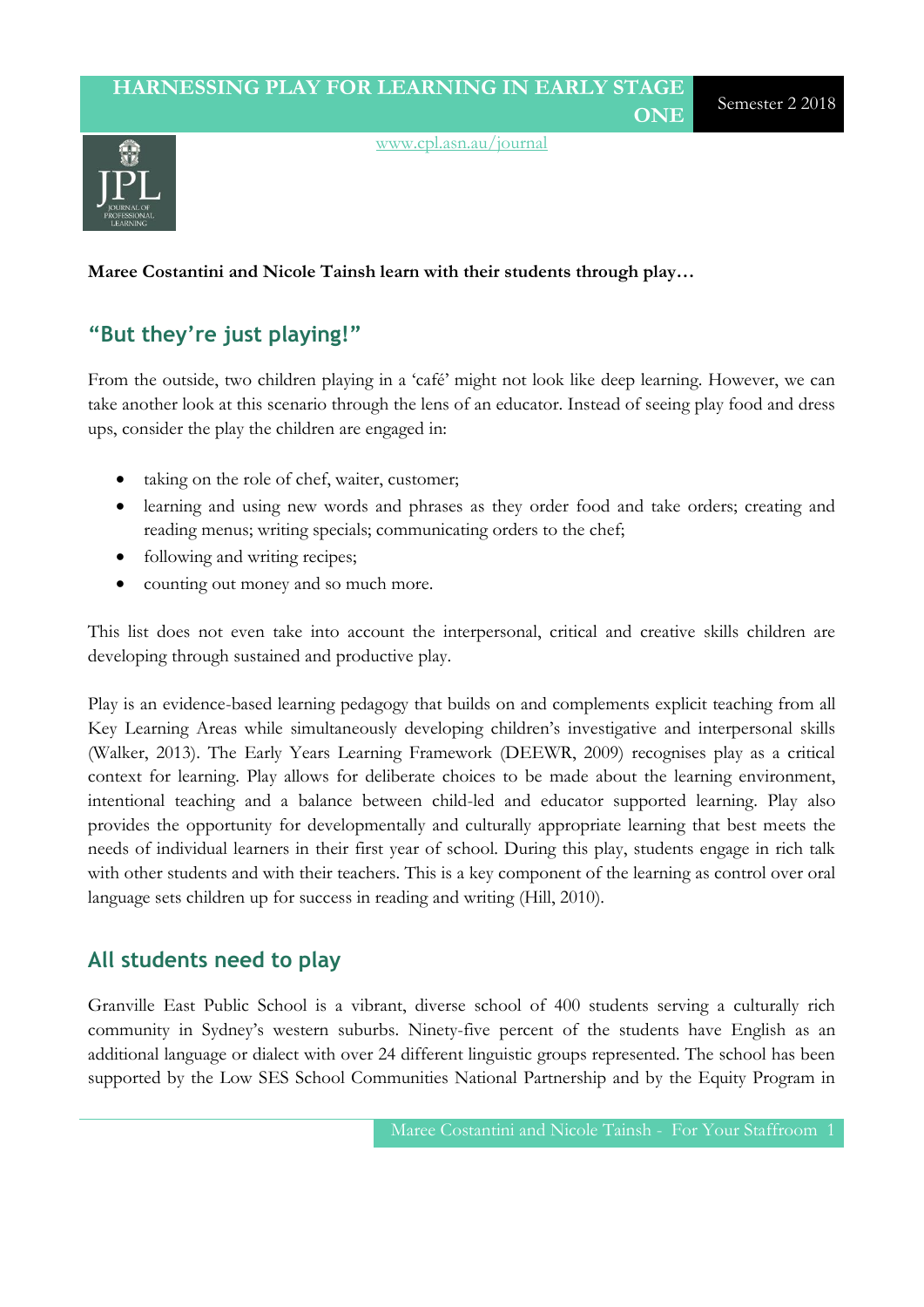# HARNESSING PLAY FOR LEARNING IN EARLY STAGE ONE

**Maree Costantini and Nicole Tainsh learn with their students through play…**

## "But they're just playing!"

From the outside, two children playing in a 'café' might not look like deep learning. However, we can take another look at this scenario through the lens of an educator. Instead of seeing play food and dress ups, consider the play the children are engaged in:

- taking on the role of chef, waiter, customer;
- learning and using new words and phrases as they order food and take orders; creating and reading menus; writing specials; communicating orders to the chef;
- following and writing recipes;
- counting out money and so much more.

This list does not even take into account the interpersonal, critical and creative skills children are developing through sustained and productive play.

Play is an evidence-based learning pedagogy that builds on and complements explicit teaching from all Key Learning Areas while simultaneously developing children's investigative and interpersonal skills (Walker, 2013). The Early Years Learning Framework (DEEWR, 2009) recognises play as a critical context for learning. Play allows for deliberate choices to be made about the learning environment, intentional teaching and a balance between child-led and educator supported learning. Play also provides the opportunity for developmentally and culturally appropriate learning that best meets the needs of individual learners in their first year of school. During this play, students engage in rich talk with other students and with their teachers. This is a key component of the learning as control over oral language sets children up for success in reading and writing (Hill, 2010).

## All students need to play

Granville East Public School is a vibrant, diverse school of 400 students serving a culturally rich community in Sydney's western suburbs. Ninety-five percent of the students have English as an additional language or dialect with over 24 different linguistic groups represented. The school has been supported by the Low SES School Communities National Partnership and by the Equity Program in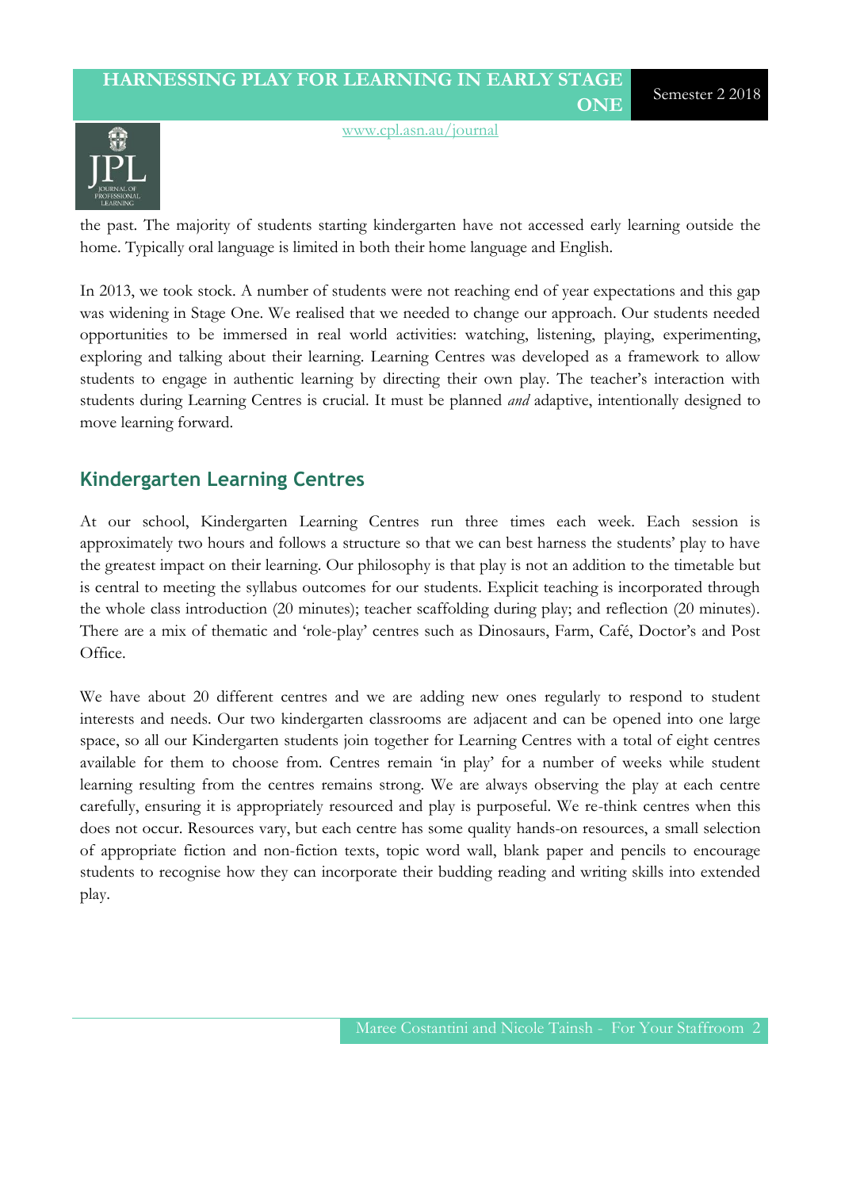the past. The majority of students starting kindergarten have not accessed early learning outside the home. Typically oral language is limited in both their home language and English.

In 2013, we took stock. A number of students were not reaching end of year expectations and this gap was widening in Stage One. We realised that we needed to change our approach. Our students needed opportunities to be immersed in real world activities: watching, listening, playing, experimenting, exploring and talking about their learning. Learning Centres was developed as a framework to allow students to engage in authentic learning by directing their own play. The teacher's interaction with students during Learning Centres is crucial. It must be planned *and* adaptive, intentionally designed to move learning forward.

## Kindergarten Learning Centres

At our school, Kindergarten Learning Centres run three times each week. Each session is approximately two hours and follows a structure so that we can best harness the students' play to have the greatest impact on their learning. Our philosophy is that play is not an addition to the timetable but is central to meeting the syllabus outcomes for our students. Explicit teaching is incorporated through the whole class introduction (20 minutes); teacher scaffolding during play; and reflection (20 minutes). There are a mix of thematic and 'role-play' centres such as Dinosaurs, Farm, Café, Doctor's and Post Office.

We have about 20 different centres and we are adding new ones regularly to respond to student interests and needs. Our two kindergarten classrooms are adjacent and can be opened into one large space, so all our Kindergarten students join together for Learning Centres with a total of eight centres available for them to choose from. Centres remain 'in play' for a number of weeks while student learning resulting from the centres remains strong. We are always observing the play at each centre carefully, ensuring it is appropriately resourced and play is purposeful. We re-think centres when this does not occur. Resources vary, but each centre has some quality hands-on resources, a small selection of appropriate fiction and non-fiction texts, topic word wall, blank paper and pencils to encourage students to recognise how they can incorporate their budding reading and writing skills into extended play.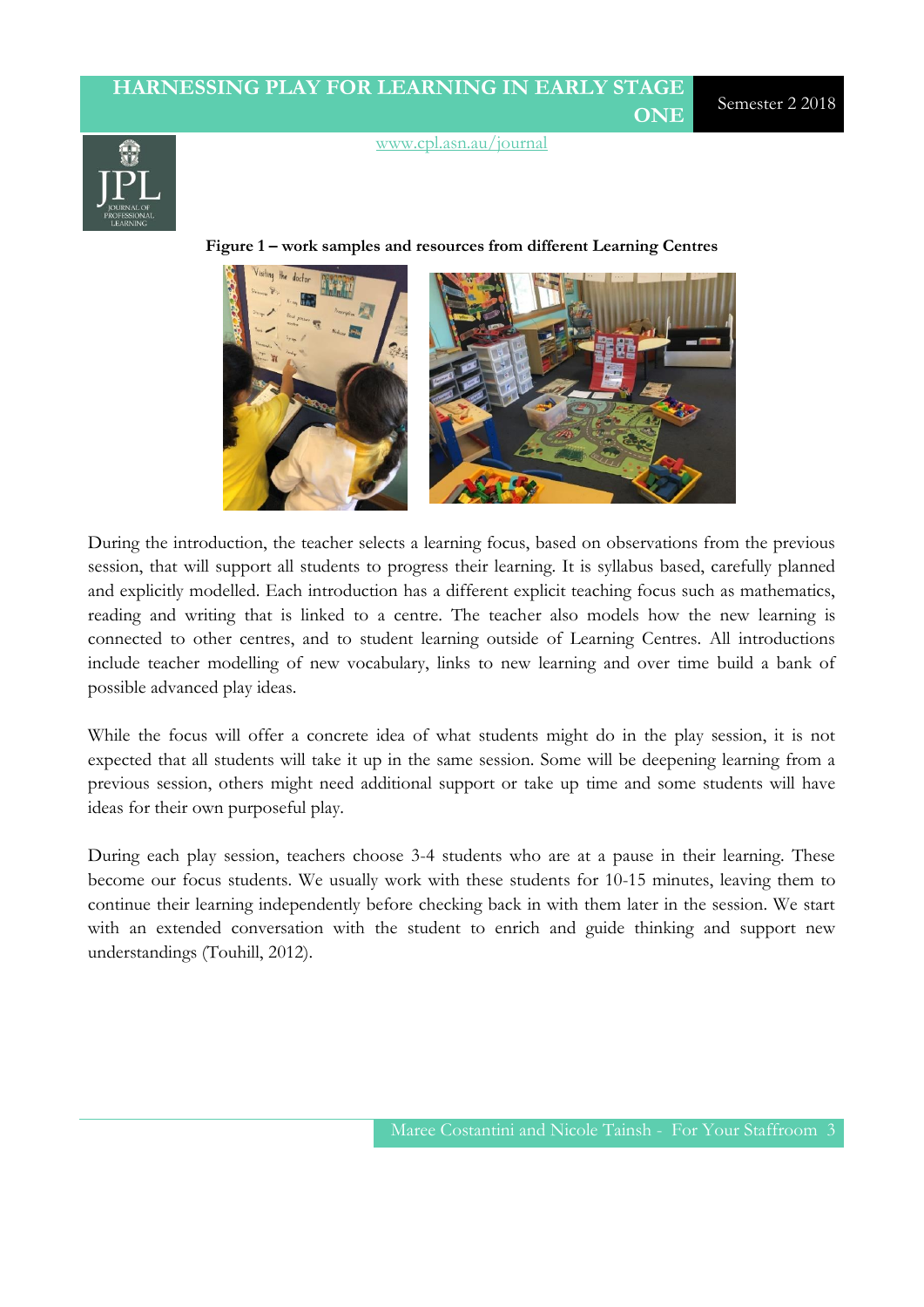**Figure 1 – work samples and resources from different Learning Centres**

During the introduction, the teacher selects a learning focus, based on observations from the previous session, that will support all students to progress their learning. It is syllabus based, carefully planned and explicitly modelled. Each introduction has a different explicit teaching focus such as mathematics, reading and writing that is linked to a centre. The teacher also models how the new learning is connected to other centres, and to student learning outside of Learning Centres. All introductions include teacher modelling of new vocabulary, links to new learning and over time build a bank of possible advanced play ideas.

While the focus will offer a concrete idea of what students might do in the play session, it is not expected that all students will take it up in the same session. Some will be deepening learning from a previous session, others might need additional support or take up time and some students will have ideas for their own purposeful play.

During each play session, teachers choose 3-4 students who are at a pause in their learning. These become our focus students. We usually work with these students for 10-15 minutes, leaving them to continue their learning independently before checking back in with them later in the session. We start with an extended conversation with the student to enrich and guide thinking and support new understandings (Touhill, 2012).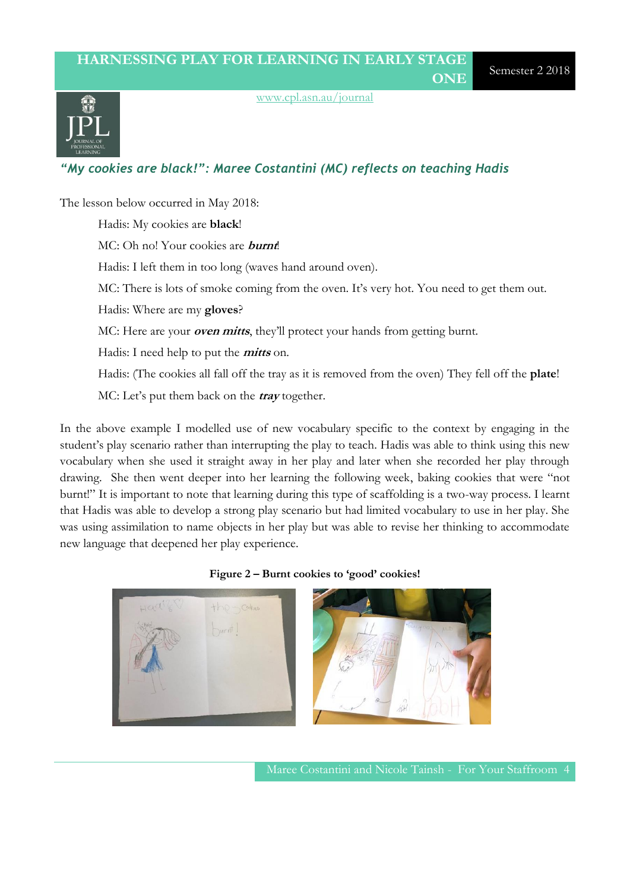## *"My cookies are black!": Maree Costantini (MC) reflects on teaching Hadis*

The lesson below occurred in May 2018:

> Hadis: My cookies are **black**!
>
> MC: Oh no! Your cookies are ***burnt***!
>
> Hadis: I left them in too long (waves hand around oven).
>
> MC: There is lots of smoke coming from the oven. It's very hot. You need to get them out.
>
> Hadis: Where are my **gloves**?
>
> MC: Here are your ***oven mitts***, they'll protect your hands from getting burnt.
>
> Hadis: I need help to put the ***mitts*** on.
>
> Hadis: (The cookies all fall off the tray as it is removed from the oven) They fell off the **plate**!
>
> MC: Let's put them back on the ***tray*** together.

In the above example I modelled use of new vocabulary specific to the context by engaging in the student's play scenario rather than interrupting the play to teach. Hadis was able to think using this new vocabulary when she used it straight away in her play and later when she recorded her play through drawing. She then went deeper into her learning the following week, baking cookies that were "not burnt!" It is important to note that learning during this type of scaffolding is a two-way process. I learnt that Hadis was able to develop a strong play scenario but had limited vocabulary to use in her play. She was using assimilation to name objects in her play but was able to revise her thinking to accommodate new language that deepened her play experience.

**Figure 2 – Burnt cookies to 'good' cookies!**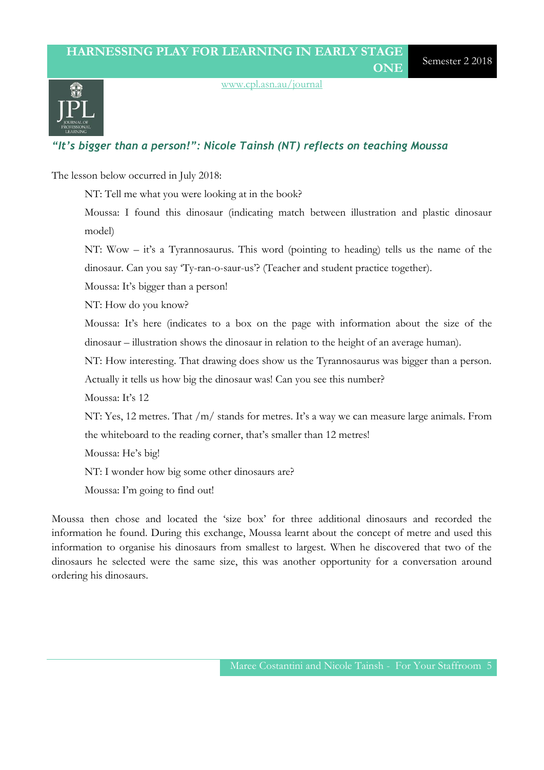### *"It's bigger than a person!": Nicole Tainsh (NT) reflects on teaching Moussa*

The lesson below occurred in July 2018:

> NT: Tell me what you were looking at in the book?
>
> Moussa: I found this dinosaur (indicating match between illustration and plastic dinosaur model)
>
> NT: Wow – it's a Tyrannosaurus. This word (pointing to heading) tells us the name of the dinosaur. Can you say 'Ty-ran-o-saur-us'? (Teacher and student practice together).
>
> Moussa: It's bigger than a person!
>
> NT: How do you know?
>
> Moussa: It's here (indicates to a box on the page with information about the size of the dinosaur – illustration shows the dinosaur in relation to the height of an average human).
>
> NT: How interesting. That drawing does show us the Tyrannosaurus was bigger than a person. Actually it tells us how big the dinosaur was! Can you see this number?
>
> Moussa: It's 12
>
> NT: Yes, 12 metres. That /m/ stands for metres. It's a way we can measure large animals. From the whiteboard to the reading corner, that's smaller than 12 metres!
>
> Moussa: He's big!
>
> NT: I wonder how big some other dinosaurs are?
>
> Moussa: I'm going to find out!

Moussa then chose and located the 'size box' for three additional dinosaurs and recorded the information he found. During this exchange, Moussa learnt about the concept of metre and used this information to organise his dinosaurs from smallest to largest. When he discovered that two of the dinosaurs he selected were the same size, this was another opportunity for a conversation around ordering his dinosaurs.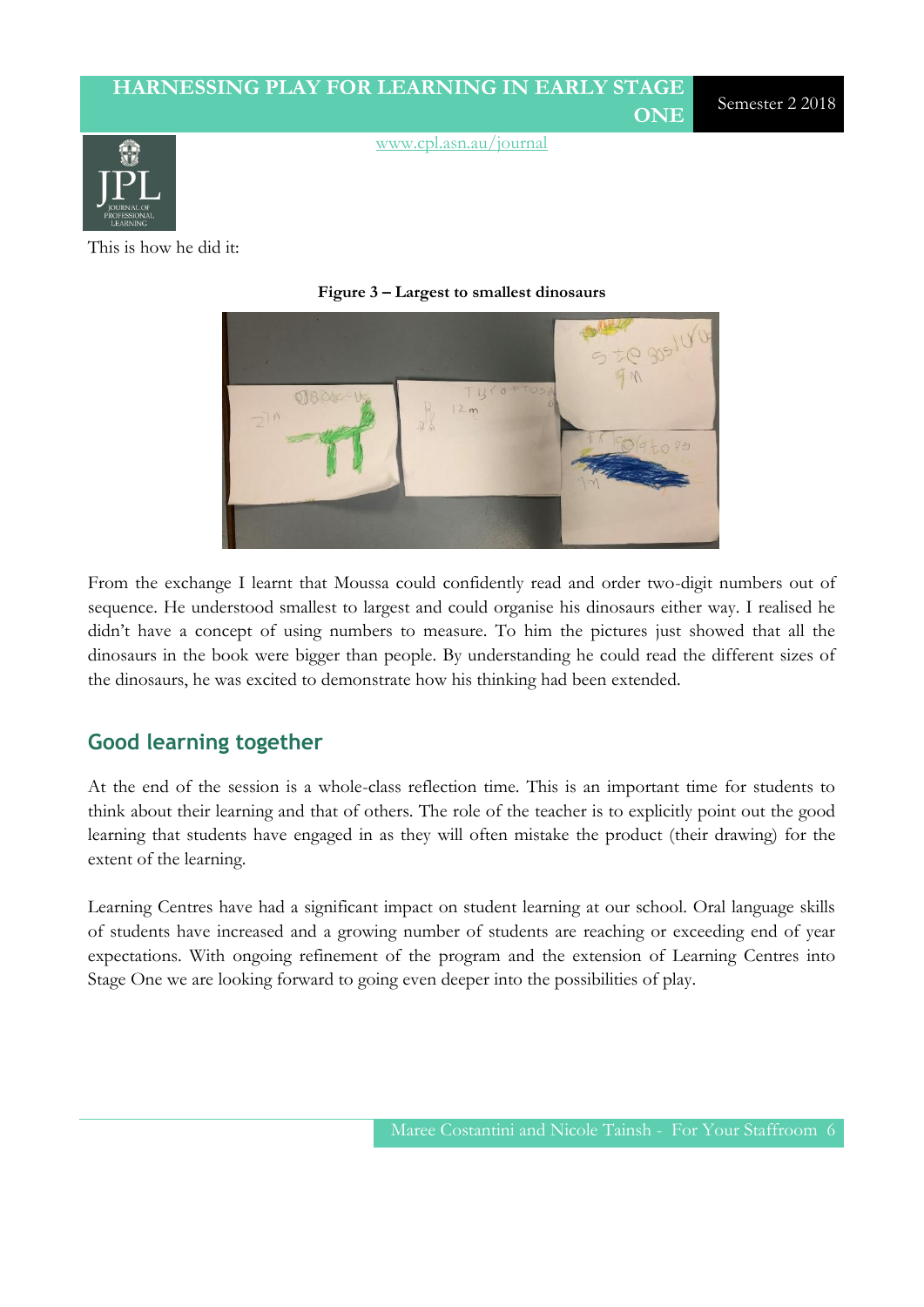This is how he did it:

**Figure 3 – Largest to smallest dinosaurs**

From the exchange I learnt that Moussa could confidently read and order two-digit numbers out of sequence. He understood smallest to largest and could organise his dinosaurs either way. I realised he didn't have a concept of using numbers to measure. To him the pictures just showed that all the dinosaurs in the book were bigger than people. By understanding he could read the different sizes of the dinosaurs, he was excited to demonstrate how his thinking had been extended.

## Good learning together

At the end of the session is a whole-class reflection time. This is an important time for students to think about their learning and that of others. The role of the teacher is to explicitly point out the good learning that students have engaged in as they will often mistake the product (their drawing) for the extent of the learning.

Learning Centres have had a significant impact on student learning at our school. Oral language skills of students have increased and a growing number of students are reaching or exceeding end of year expectations. With ongoing refinement of the program and the extension of Learning Centres into Stage One we are looking forward to going even deeper into the possibilities of play.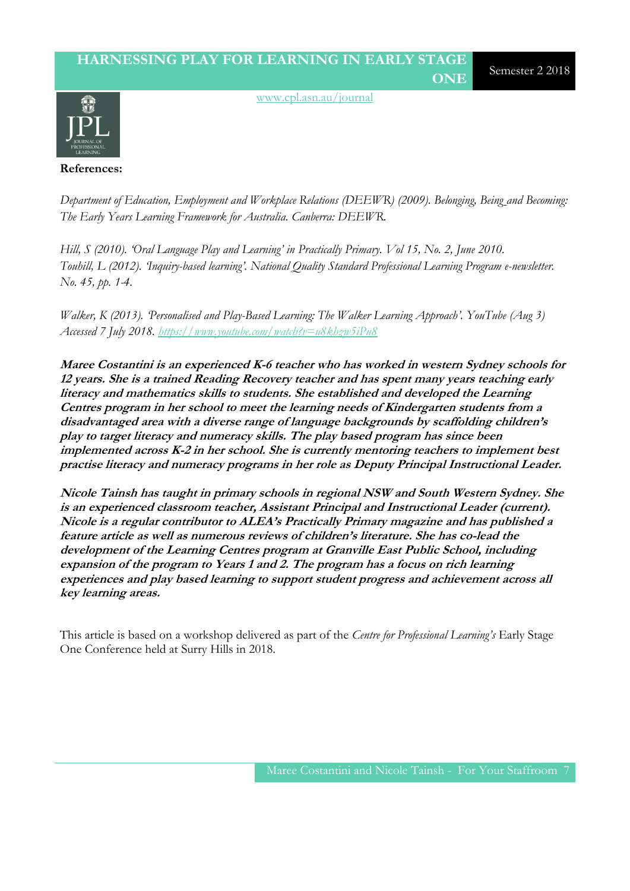**References:**

*Department of Education, Employment and Workplace Relations (DEEWR) (2009). Belonging, Being and Becoming: The Early Years Learning Framework for Australia. Canberra: DEEWR.*

*Hill, S (2010). 'Oral Language Play and Learning' in Practically Primary. Vol 15, No. 2, June 2010.*
*Touhill, L (2012). 'Inquiry-based learning'. National Quality Standard Professional Learning Program e-newsletter. No. 45, pp. 1-4.*

*Walker, K (2013). 'Personalised and Play-Based Learning: The Walker Learning Approach'. YouTube (Aug 3) Accessed 7 July 2018. https://www.youtube.com/watch?v=u8kbzw5iPu8*

***Maree Costantini is an experienced K-6 teacher who has worked in western Sydney schools for 12 years. She is a trained Reading Recovery teacher and has spent many years teaching early literacy and mathematics skills to students. She established and developed the Learning Centres program in her school to meet the learning needs of Kindergarten students from a disadvantaged area with a diverse range of language backgrounds by scaffolding children's play to target literacy and numeracy skills. The play based program has since been implemented across K-2 in her school. She is currently mentoring teachers to implement best practise literacy and numeracy programs in her role as Deputy Principal Instructional Leader.***

***Nicole Tainsh has taught in primary schools in regional NSW and South Western Sydney. She is an experienced classroom teacher, Assistant Principal and Instructional Leader (current). Nicole is a regular contributor to ALEA's Practically Primary magazine and has published a feature article as well as numerous reviews of children's literature. She has co-lead the development of the Learning Centres program at Granville East Public School, including expansion of the program to Years 1 and 2. The program has a focus on rich learning experiences and play based learning to support student progress and achievement across all key learning areas.***

This article is based on a workshop delivered as part of the *Centre for Professional Learning's* Early Stage One Conference held at Surry Hills in 2018.